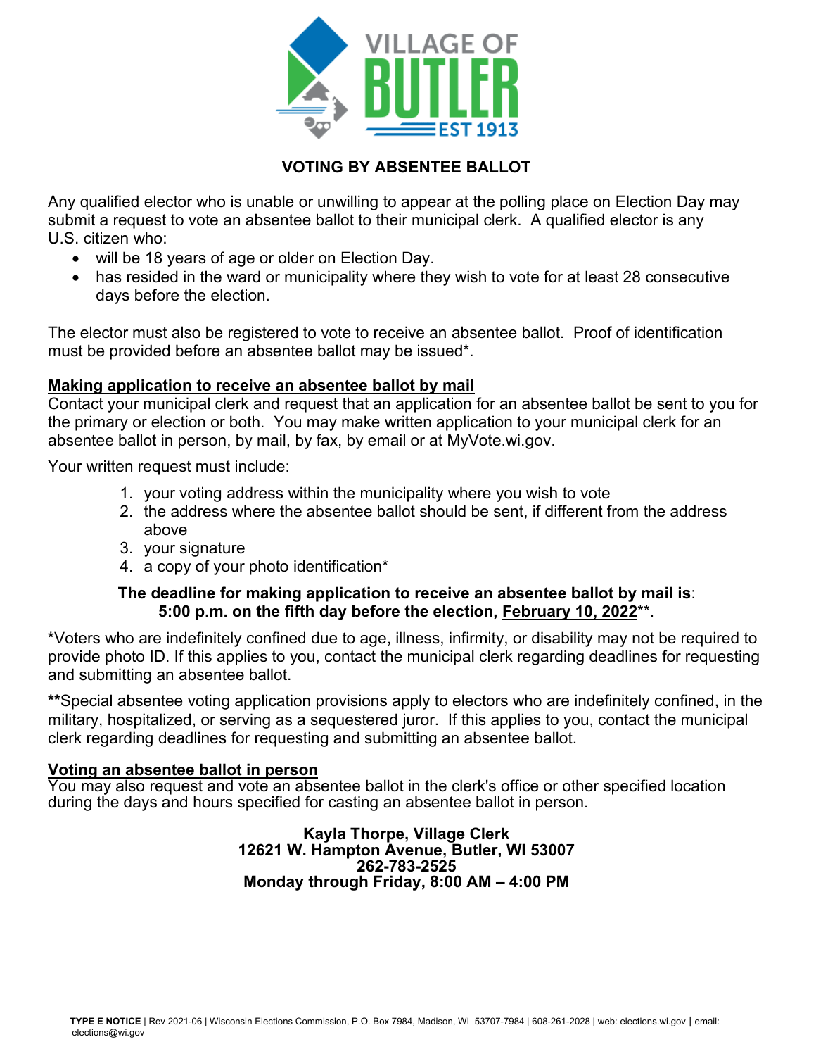# VOTING BY ABSENTEE BALLOT

Any qualified elector who is unable or unwilling to appear at the polling place on Election Day may submit a request to vote an absentee ballot to their municipal clerk. A qualified elector is any U.S. citizen who:

- will be 18 years of age or older on Election Day.
- has resided in the ward or municipality where they wish to vote for at least 28 consecutive days before the election.

The elector must also be registered to vote to receive an absentee ballot. Proof of identification must be provided before an absentee ballot may be issued*.

## Making application to receive an absentee ballot by mail

Contact your municipal clerk and request that an application for an absentee ballot be sent to you for the primary or election or both. You may make written application to your municipal clerk for an absentee ballot in person, by mail, by fax, by email or at MyVote.wi.gov.

Your written request must include:

1. your voting address within the municipality where you wish to vote
2. the address where the absentee ballot should be sent, if different from the address above
3. your signature
4. a copy of your photo identification*

**The deadline for making application to receive an absentee ballot by mail is: 5:00 p.m. on the fifth day before the election, February 10, 2022****.

***Voters who are indefinitely confined due to age, illness, infirmity, or disability may not be required to provide photo ID. If this applies to you, contact the municipal clerk regarding deadlines for requesting and submitting an absentee ballot.

****Special absentee voting application provisions apply to electors who are indefinitely confined, in the military, hospitalized, or serving as a sequestered juror. If this applies to you, contact the municipal clerk regarding deadlines for requesting and submitting an absentee ballot.

## Voting an absentee ballot in person

You may also request and vote an absentee ballot in the clerk's office or other specified location during the days and hours specified for casting an absentee ballot in person.

**Kayla Thorpe, Village Clerk**
**12621 W. Hampton Avenue, Butler, WI 53007**
**262-783-2525**
**Monday through Friday, 8:00 AM – 4:00 PM**

**TYPE E NOTICE** | Rev 2021-06 | Wisconsin Elections Commission, P.O. Box 7984, Madison, WI 53707-7984 | 608-261-2028 | web: elections.wi.gov | email: elections@wi.gov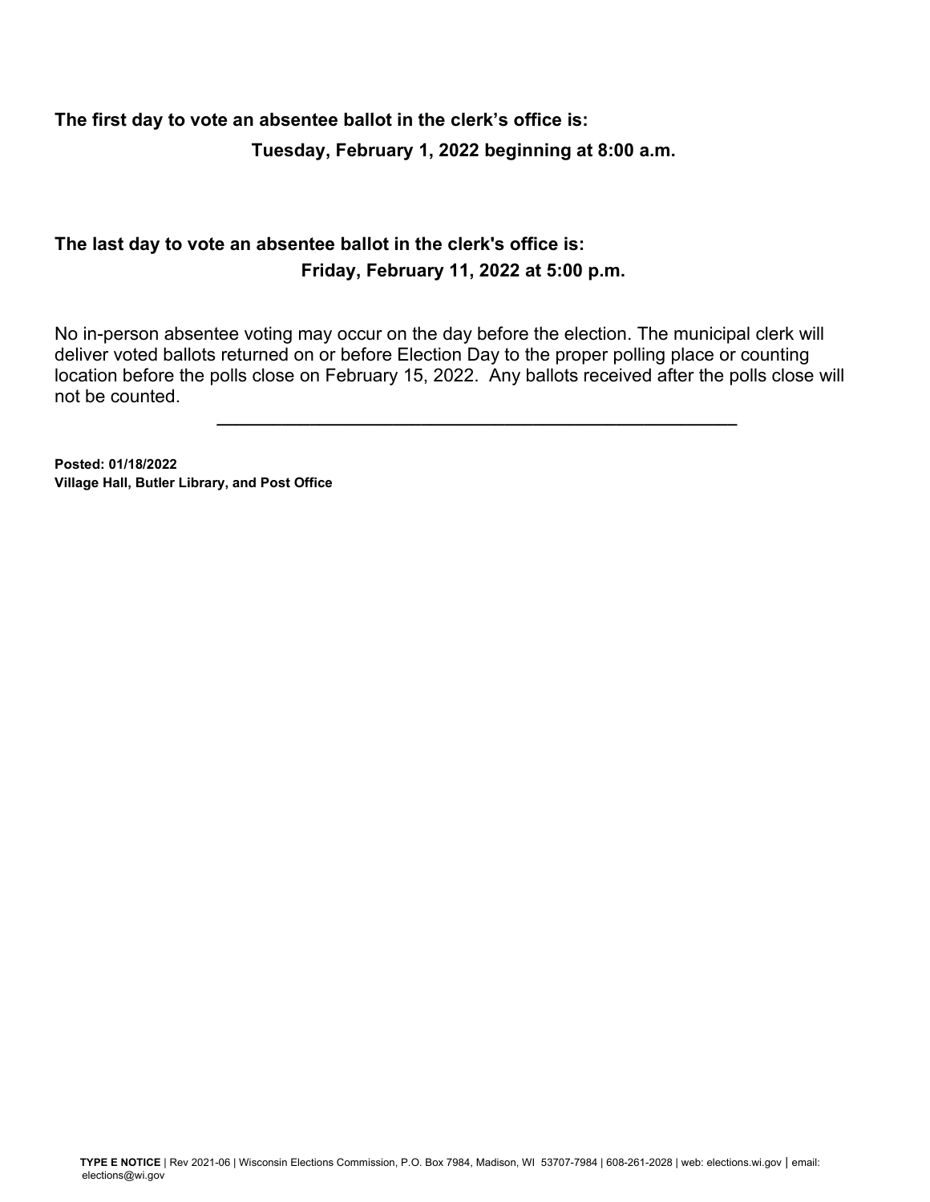**The first day to vote an absentee ballot in the clerk's office is:**

**Tuesday, February 1, 2022 beginning at 8:00 a.m.**

**The last day to vote an absentee ballot in the clerk's office is:**

**Friday, February 11, 2022 at 5:00 p.m.**

No in-person absentee voting may occur on the day before the election. The municipal clerk will deliver voted ballots returned on or before Election Day to the proper polling place or counting location before the polls close on February 15, 2022. Any ballots received after the polls close will not be counted.

---

**Posted: 01/18/2022**
**Village Hall, Butler Library, and Post Office**

**TYPE E NOTICE** | Rev 2021-06 | Wisconsin Elections Commission, P.O. Box 7984, Madison, WI 53707-7984 | 608-261-2028 | web: elections.wi.gov | email: elections@wi.gov